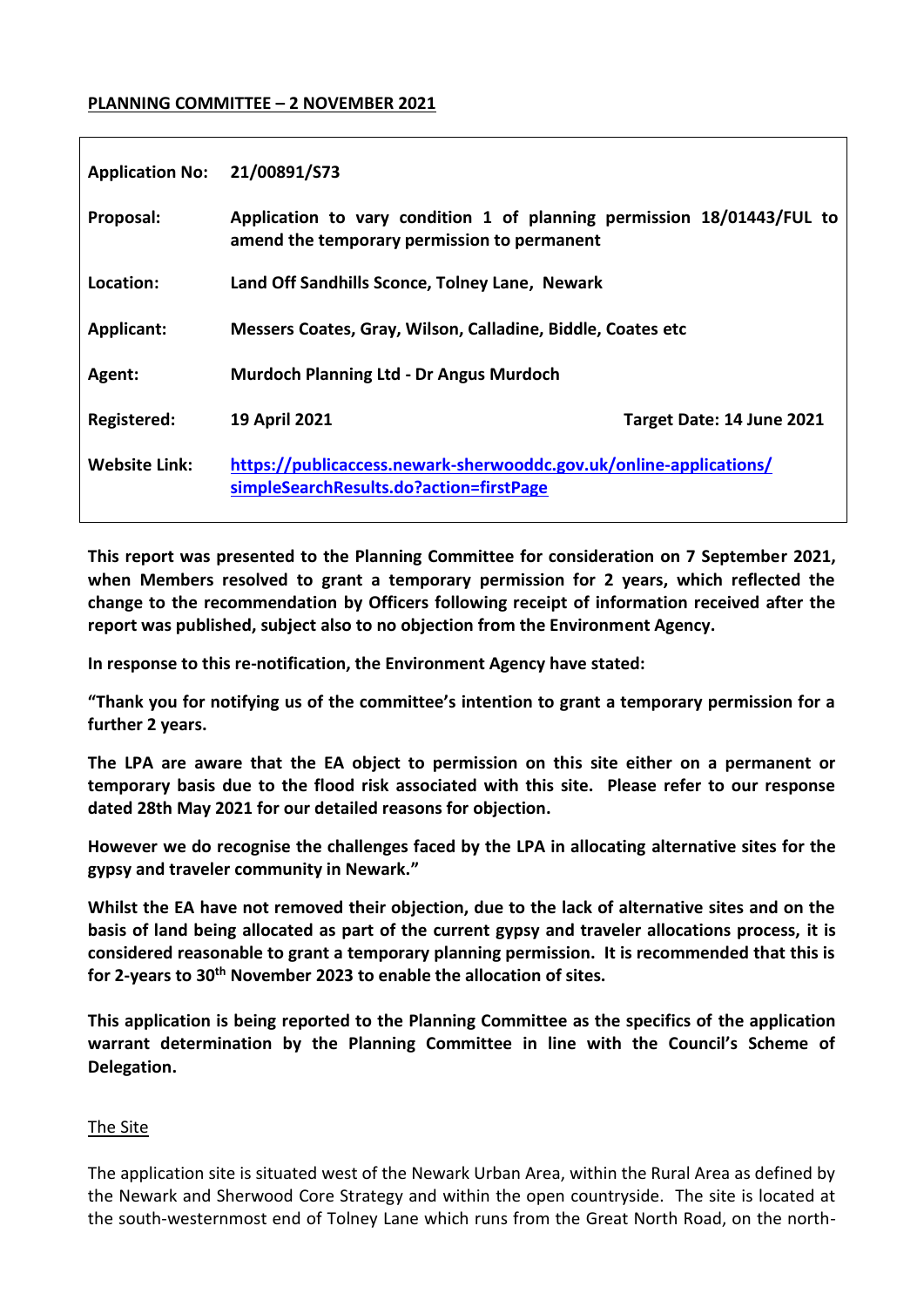**PLANNING COMMITTEE – 2 NOVEMBER 2021**

| | | |
|---|---|---|
| **Application No:** | **21/00891/S73** | |
| **Proposal:** | **Application to vary condition 1 of planning permission 18/01443/FUL to amend the temporary permission to permanent** | |
| **Location:** | **Land Off Sandhills Sconce, Tolney Lane, Newark** | |
| **Applicant:** | **Messers Coates, Gray, Wilson, Calladine, Biddle, Coates etc** | |
| **Agent:** | **Murdoch Planning Ltd - Dr Angus Murdoch** | |
| **Registered:** | **19 April 2021** | **Target Date: 14 June 2021** |
| **Website Link:** | **[https://publicaccess.newark-sherwooddc.gov.uk/online-applications/simpleSearchResults.do?action=firstPage](https://publicaccess.newark-sherwooddc.gov.uk/online-applications/simpleSearchResults.do?action=firstPage)** | |

**This report was presented to the Planning Committee for consideration on 7 September 2021, when Members resolved to grant a temporary permission for 2 years, which reflected the change to the recommendation by Officers following receipt of information received after the report was published, subject also to no objection from the Environment Agency.**

**In response to this re-notification, the Environment Agency have stated:**

**"Thank you for notifying us of the committee's intention to grant a temporary permission for a further 2 years.**

**The LPA are aware that the EA object to permission on this site either on a permanent or temporary basis due to the flood risk associated with this site. Please refer to our response dated 28th May 2021 for our detailed reasons for objection.**

**However we do recognise the challenges faced by the LPA in allocating alternative sites for the gypsy and traveler community in Newark."**

**Whilst the EA have not removed their objection, due to the lack of alternative sites and on the basis of land being allocated as part of the current gypsy and traveler allocations process, it is considered reasonable to grant a temporary planning permission. It is recommended that this is for 2-years to 30th November 2023 to enable the allocation of sites.**

**This application is being reported to the Planning Committee as the specifics of the application warrant determination by the Planning Committee in line with the Council's Scheme of Delegation.**

The Site

The application site is situated west of the Newark Urban Area, within the Rural Area as defined by the Newark and Sherwood Core Strategy and within the open countryside. The site is located at the south-westernmost end of Tolney Lane which runs from the Great North Road, on the north-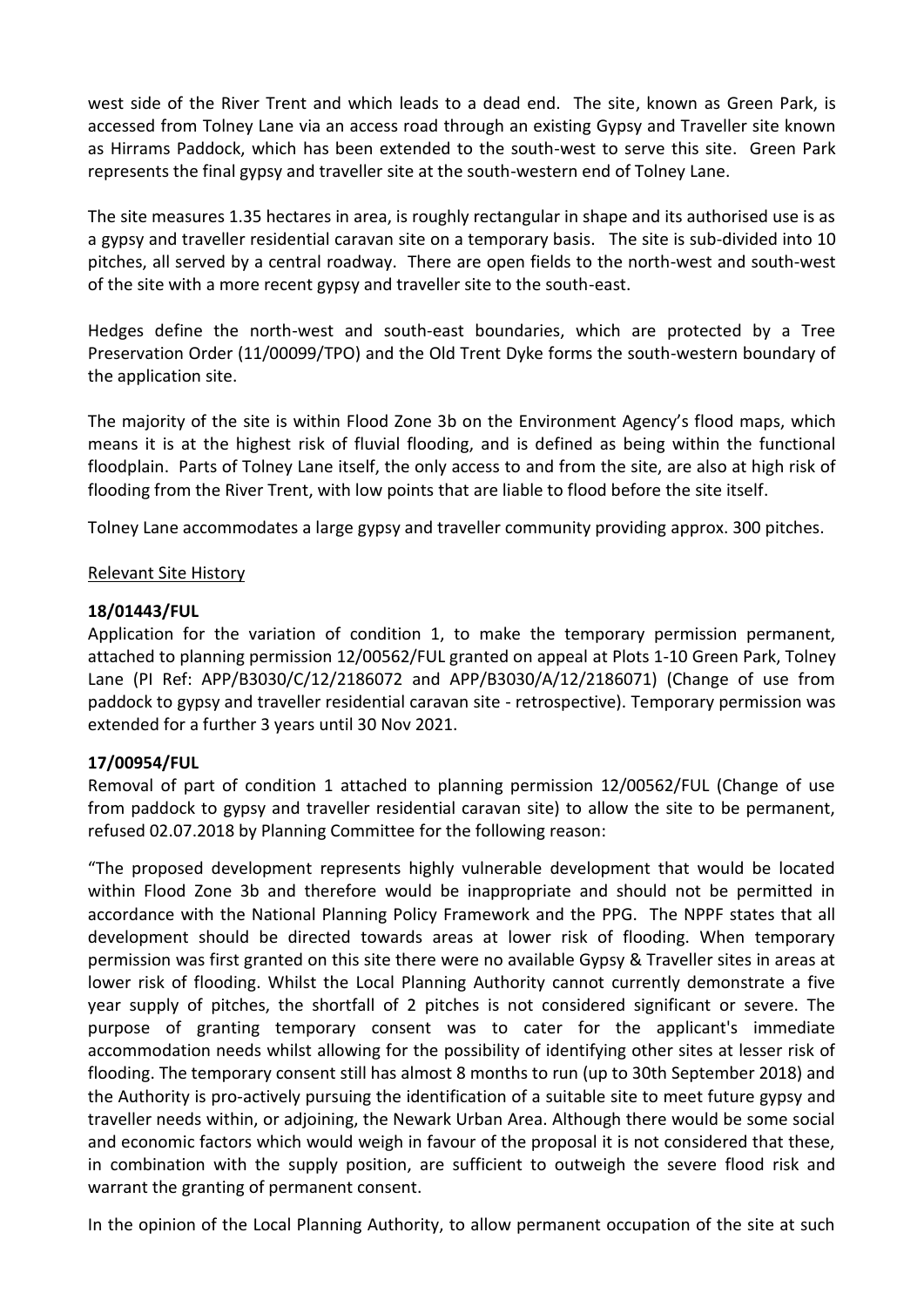west side of the River Trent and which leads to a dead end. The site, known as Green Park, is accessed from Tolney Lane via an access road through an existing Gypsy and Traveller site known as Hirrams Paddock, which has been extended to the south-west to serve this site. Green Park represents the final gypsy and traveller site at the south-western end of Tolney Lane.

The site measures 1.35 hectares in area, is roughly rectangular in shape and its authorised use is as a gypsy and traveller residential caravan site on a temporary basis. The site is sub-divided into 10 pitches, all served by a central roadway. There are open fields to the north-west and south-west of the site with a more recent gypsy and traveller site to the south-east.

Hedges define the north-west and south-east boundaries, which are protected by a Tree Preservation Order (11/00099/TPO) and the Old Trent Dyke forms the south-western boundary of the application site.

The majority of the site is within Flood Zone 3b on the Environment Agency's flood maps, which means it is at the highest risk of fluvial flooding, and is defined as being within the functional floodplain. Parts of Tolney Lane itself, the only access to and from the site, are also at high risk of flooding from the River Trent, with low points that are liable to flood before the site itself.

Tolney Lane accommodates a large gypsy and traveller community providing approx. 300 pitches.

## Relevant Site History

**18/01443/FUL**

Application for the variation of condition 1, to make the temporary permission permanent, attached to planning permission 12/00562/FUL granted on appeal at Plots 1-10 Green Park, Tolney Lane (PI Ref: APP/B3030/C/12/2186072 and APP/B3030/A/12/2186071) (Change of use from paddock to gypsy and traveller residential caravan site - retrospective). Temporary permission was extended for a further 3 years until 30 Nov 2021.

**17/00954/FUL**

Removal of part of condition 1 attached to planning permission 12/00562/FUL (Change of use from paddock to gypsy and traveller residential caravan site) to allow the site to be permanent, refused 02.07.2018 by Planning Committee for the following reason:

"The proposed development represents highly vulnerable development that would be located within Flood Zone 3b and therefore would be inappropriate and should not be permitted in accordance with the National Planning Policy Framework and the PPG. The NPPF states that all development should be directed towards areas at lower risk of flooding. When temporary permission was first granted on this site there were no available Gypsy & Traveller sites in areas at lower risk of flooding. Whilst the Local Planning Authority cannot currently demonstrate a five year supply of pitches, the shortfall of 2 pitches is not considered significant or severe. The purpose of granting temporary consent was to cater for the applicant's immediate accommodation needs whilst allowing for the possibility of identifying other sites at lesser risk of flooding. The temporary consent still has almost 8 months to run (up to 30th September 2018) and the Authority is pro-actively pursuing the identification of a suitable site to meet future gypsy and traveller needs within, or adjoining, the Newark Urban Area. Although there would be some social and economic factors which would weigh in favour of the proposal it is not considered that these, in combination with the supply position, are sufficient to outweigh the severe flood risk and warrant the granting of permanent consent.

In the opinion of the Local Planning Authority, to allow permanent occupation of the site at such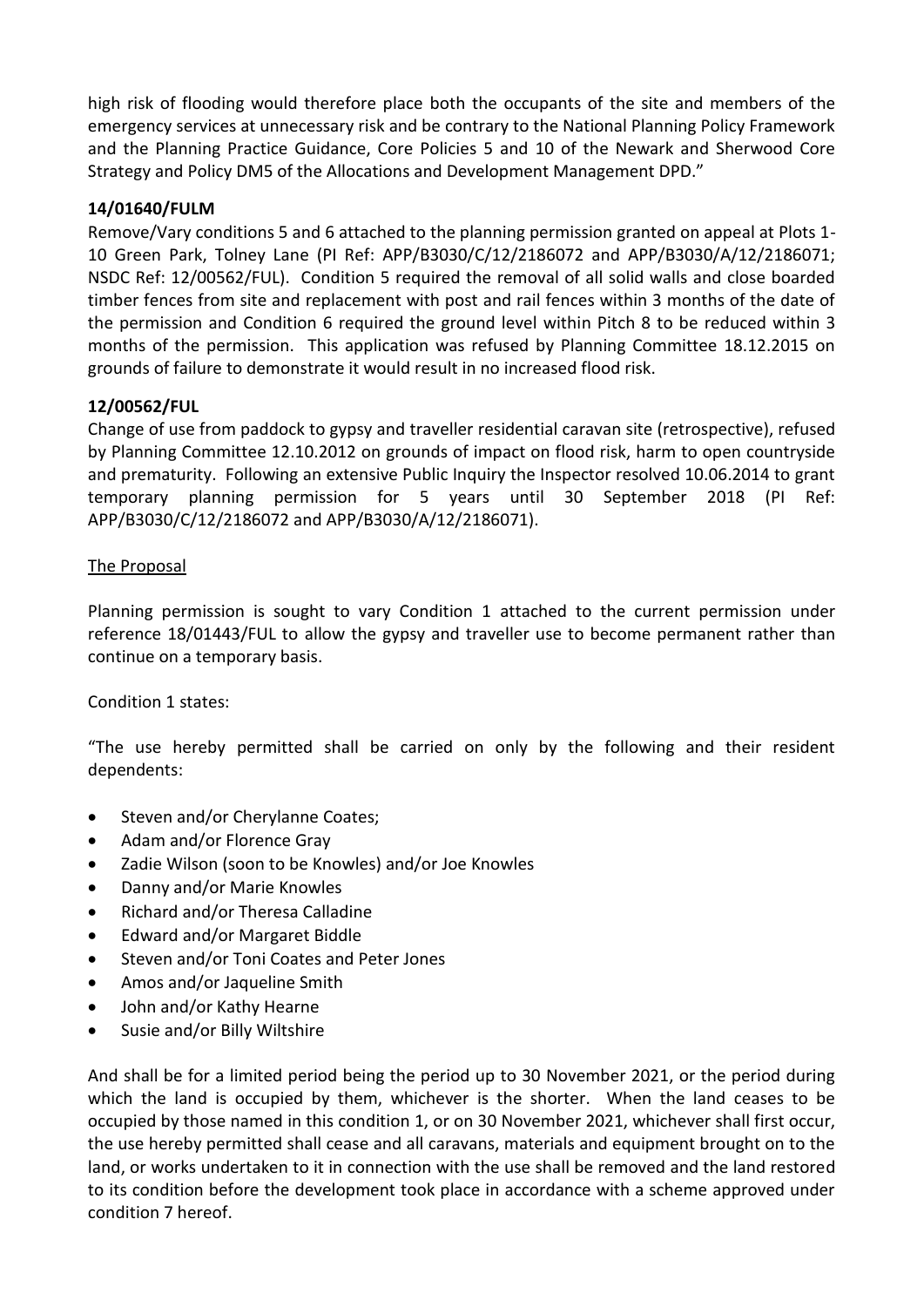high risk of flooding would therefore place both the occupants of the site and members of the emergency services at unnecessary risk and be contrary to the National Planning Policy Framework and the Planning Practice Guidance, Core Policies 5 and 10 of the Newark and Sherwood Core Strategy and Policy DM5 of the Allocations and Development Management DPD."

**14/01640/FULM**

Remove/Vary conditions 5 and 6 attached to the planning permission granted on appeal at Plots 1-10 Green Park, Tolney Lane (PI Ref: APP/B3030/C/12/2186072 and APP/B3030/A/12/2186071; NSDC Ref: 12/00562/FUL). Condition 5 required the removal of all solid walls and close boarded timber fences from site and replacement with post and rail fences within 3 months of the date of the permission and Condition 6 required the ground level within Pitch 8 to be reduced within 3 months of the permission. This application was refused by Planning Committee 18.12.2015 on grounds of failure to demonstrate it would result in no increased flood risk.

**12/00562/FUL**

Change of use from paddock to gypsy and traveller residential caravan site (retrospective), refused by Planning Committee 12.10.2012 on grounds of impact on flood risk, harm to open countryside and prematurity. Following an extensive Public Inquiry the Inspector resolved 10.06.2014 to grant temporary planning permission for 5 years until 30 September 2018 (PI Ref: APP/B3030/C/12/2186072 and APP/B3030/A/12/2186071).

The Proposal

Planning permission is sought to vary Condition 1 attached to the current permission under reference 18/01443/FUL to allow the gypsy and traveller use to become permanent rather than continue on a temporary basis.

Condition 1 states:

"The use hereby permitted shall be carried on only by the following and their resident dependents:

- Steven and/or Cherylanne Coates;
- Adam and/or Florence Gray
- Zadie Wilson (soon to be Knowles) and/or Joe Knowles
- Danny and/or Marie Knowles
- Richard and/or Theresa Calladine
- Edward and/or Margaret Biddle
- Steven and/or Toni Coates and Peter Jones
- Amos and/or Jaqueline Smith
- John and/or Kathy Hearne
- Susie and/or Billy Wiltshire

And shall be for a limited period being the period up to 30 November 2021, or the period during which the land is occupied by them, whichever is the shorter. When the land ceases to be occupied by those named in this condition 1, or on 30 November 2021, whichever shall first occur, the use hereby permitted shall cease and all caravans, materials and equipment brought on to the land, or works undertaken to it in connection with the use shall be removed and the land restored to its condition before the development took place in accordance with a scheme approved under condition 7 hereof.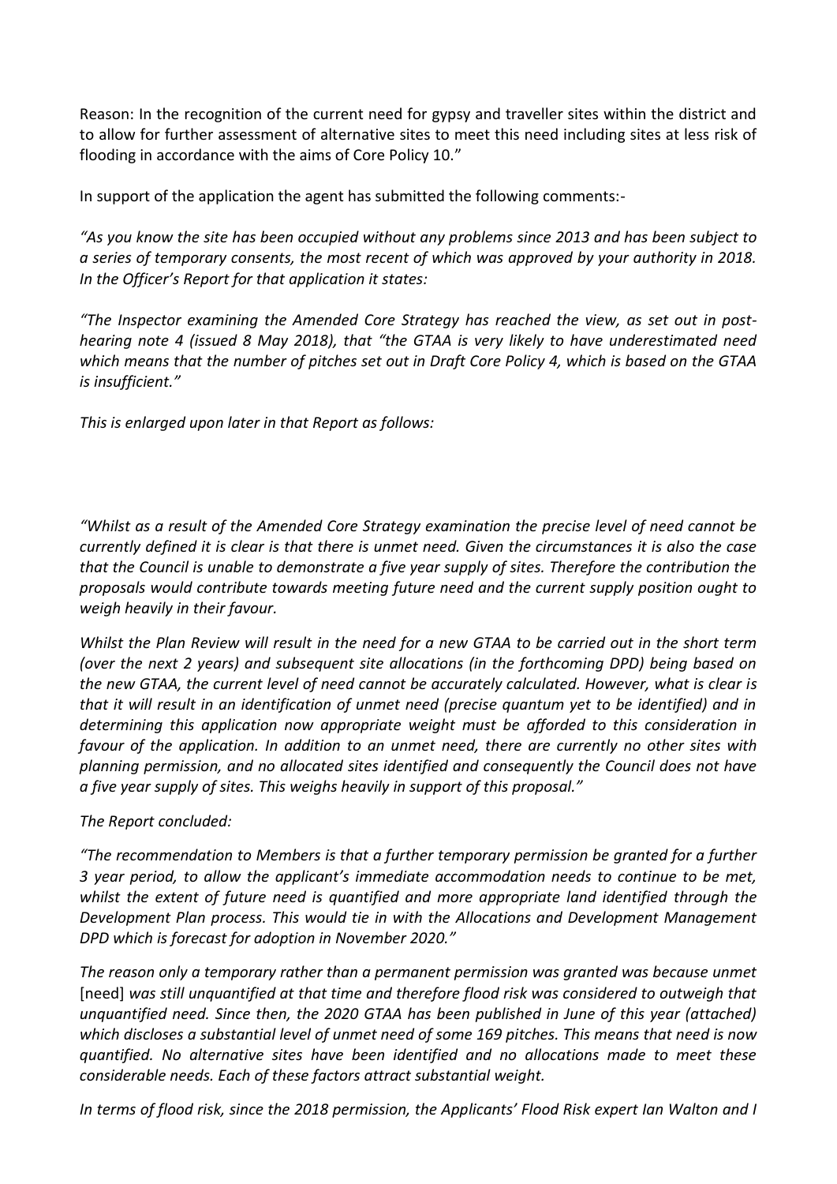Reason: In the recognition of the current need for gypsy and traveller sites within the district and to allow for further assessment of alternative sites to meet this need including sites at less risk of flooding in accordance with the aims of Core Policy 10."

In support of the application the agent has submitted the following comments:-

*"As you know the site has been occupied without any problems since 2013 and has been subject to a series of temporary consents, the most recent of which was approved by your authority in 2018. In the Officer's Report for that application it states:*

*"The Inspector examining the Amended Core Strategy has reached the view, as set out in post-hearing note 4 (issued 8 May 2018), that "the GTAA is very likely to have underestimated need which means that the number of pitches set out in Draft Core Policy 4, which is based on the GTAA is insufficient."*

*This is enlarged upon later in that Report as follows:*

*"Whilst as a result of the Amended Core Strategy examination the precise level of need cannot be currently defined it is clear is that there is unmet need. Given the circumstances it is also the case that the Council is unable to demonstrate a five year supply of sites. Therefore the contribution the proposals would contribute towards meeting future need and the current supply position ought to weigh heavily in their favour.*

*Whilst the Plan Review will result in the need for a new GTAA to be carried out in the short term (over the next 2 years) and subsequent site allocations (in the forthcoming DPD) being based on the new GTAA, the current level of need cannot be accurately calculated. However, what is clear is that it will result in an identification of unmet need (precise quantum yet to be identified) and in determining this application now appropriate weight must be afforded to this consideration in favour of the application. In addition to an unmet need, there are currently no other sites with planning permission, and no allocated sites identified and consequently the Council does not have a five year supply of sites. This weighs heavily in support of this proposal."*

*The Report concluded:*

*"The recommendation to Members is that a further temporary permission be granted for a further 3 year period, to allow the applicant's immediate accommodation needs to continue to be met, whilst the extent of future need is quantified and more appropriate land identified through the Development Plan process. This would tie in with the Allocations and Development Management DPD which is forecast for adoption in November 2020."*

*The reason only a temporary rather than a permanent permission was granted was because unmet* [need] *was still unquantified at that time and therefore flood risk was considered to outweigh that unquantified need. Since then, the 2020 GTAA has been published in June of this year (attached) which discloses a substantial level of unmet need of some 169 pitches. This means that need is now quantified. No alternative sites have been identified and no allocations made to meet these considerable needs. Each of these factors attract substantial weight.*

*In terms of flood risk, since the 2018 permission, the Applicants' Flood Risk expert Ian Walton and I*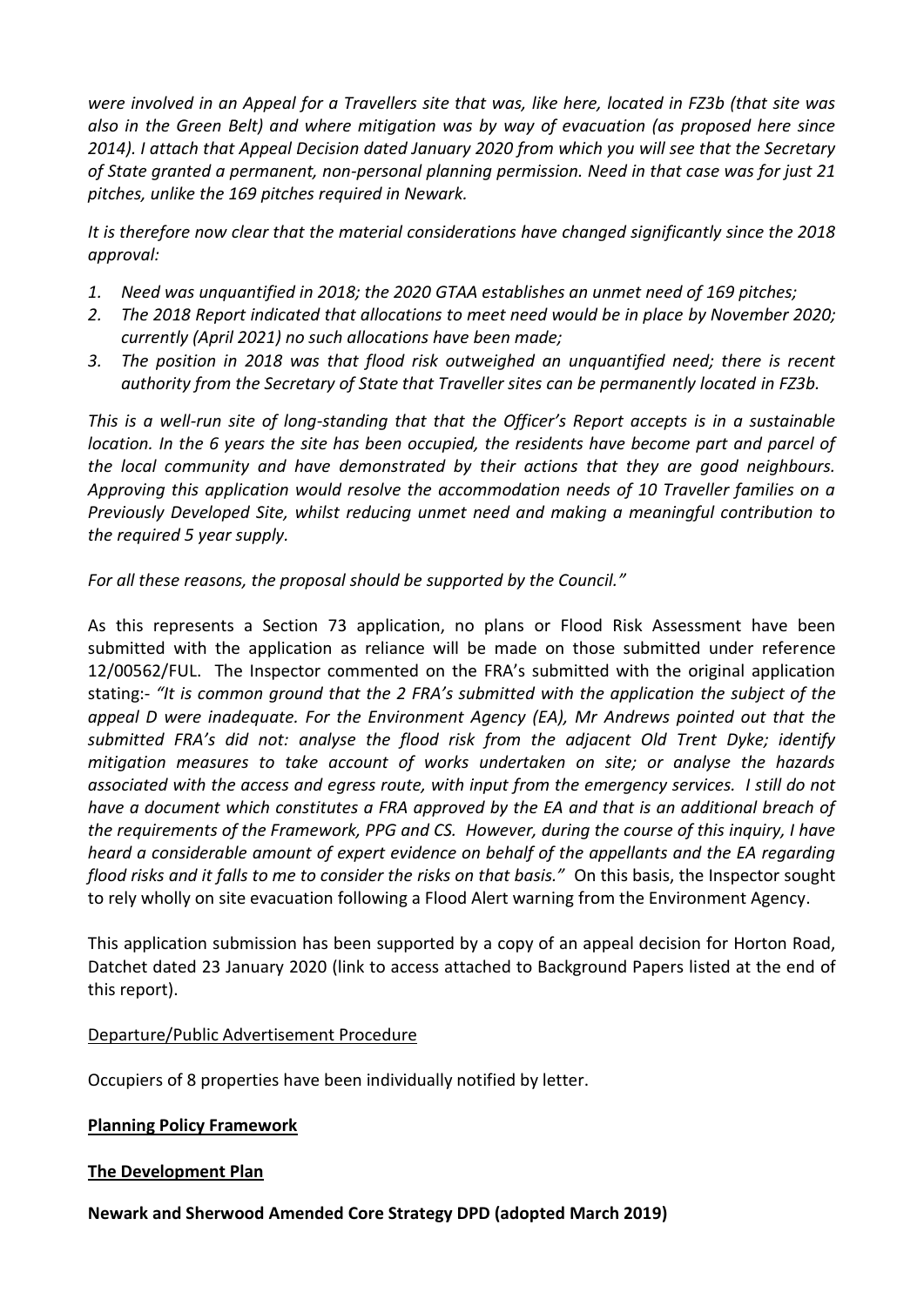*were involved in an Appeal for a Travellers site that was, like here, located in FZ3b (that site was also in the Green Belt) and where mitigation was by way of evacuation (as proposed here since 2014). I attach that Appeal Decision dated January 2020 from which you will see that the Secretary of State granted a permanent, non-personal planning permission. Need in that case was for just 21 pitches, unlike the 169 pitches required in Newark.*

*It is therefore now clear that the material considerations have changed significantly since the 2018 approval:*

1. *Need was unquantified in 2018; the 2020 GTAA establishes an unmet need of 169 pitches;*
2. *The 2018 Report indicated that allocations to meet need would be in place by November 2020; currently (April 2021) no such allocations have been made;*
3. *The position in 2018 was that flood risk outweighed an unquantified need; there is recent authority from the Secretary of State that Traveller sites can be permanently located in FZ3b.*

*This is a well-run site of long-standing that that the Officer's Report accepts is in a sustainable location. In the 6 years the site has been occupied, the residents have become part and parcel of the local community and have demonstrated by their actions that they are good neighbours. Approving this application would resolve the accommodation needs of 10 Traveller families on a Previously Developed Site, whilst reducing unmet need and making a meaningful contribution to the required 5 year supply.*

*For all these reasons, the proposal should be supported by the Council."*

As this represents a Section 73 application, no plans or Flood Risk Assessment have been submitted with the application as reliance will be made on those submitted under reference 12/00562/FUL. The Inspector commented on the FRA's submitted with the original application stating:- *"It is common ground that the 2 FRA's submitted with the application the subject of the appeal D were inadequate. For the Environment Agency (EA), Mr Andrews pointed out that the submitted FRA's did not: analyse the flood risk from the adjacent Old Trent Dyke; identify mitigation measures to take account of works undertaken on site; or analyse the hazards associated with the access and egress route, with input from the emergency services. I still do not have a document which constitutes a FRA approved by the EA and that is an additional breach of the requirements of the Framework, PPG and CS. However, during the course of this inquiry, I have heard a considerable amount of expert evidence on behalf of the appellants and the EA regarding flood risks and it falls to me to consider the risks on that basis."* On this basis, the Inspector sought to rely wholly on site evacuation following a Flood Alert warning from the Environment Agency.

This application submission has been supported by a copy of an appeal decision for Horton Road, Datchet dated 23 January 2020 (link to access attached to Background Papers listed at the end of this report).

Departure/Public Advertisement Procedure

Occupiers of 8 properties have been individually notified by letter.

**Planning Policy Framework**

**The Development Plan**

**Newark and Sherwood Amended Core Strategy DPD (adopted March 2019)**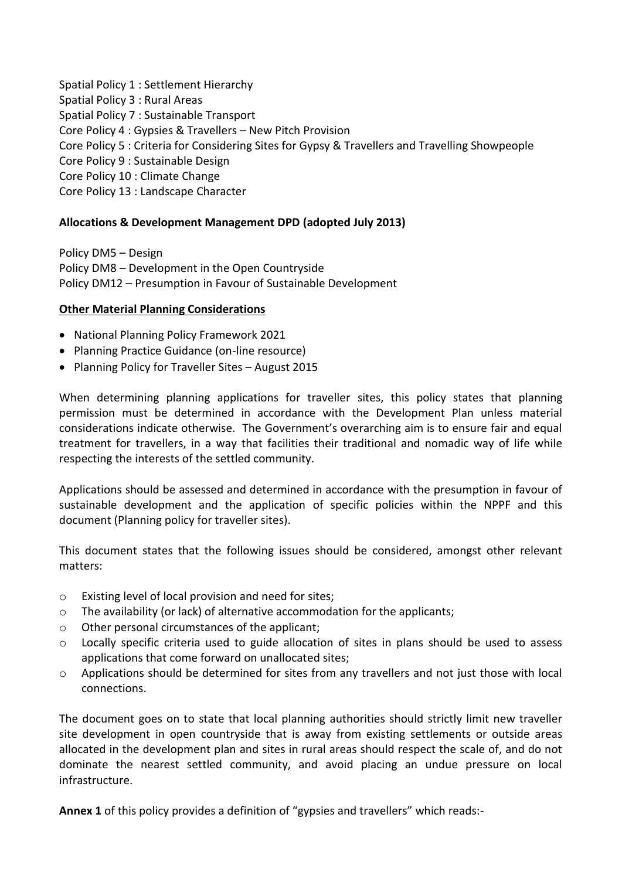Spatial Policy 1 : Settlement Hierarchy
Spatial Policy 3 : Rural Areas
Spatial Policy 7 : Sustainable Transport
Core Policy 4 : Gypsies & Travellers – New Pitch Provision
Core Policy 5 : Criteria for Considering Sites for Gypsy & Travellers and Travelling Showpeople
Core Policy 9 : Sustainable Design
Core Policy 10 : Climate Change
Core Policy 13 : Landscape Character

**Allocations & Development Management DPD (adopted July 2013)**

Policy DM5 – Design
Policy DM8 – Development in the Open Countryside
Policy DM12 – Presumption in Favour of Sustainable Development

**Other Material Planning Considerations**

- National Planning Policy Framework 2021
- Planning Practice Guidance (on-line resource)
- Planning Policy for Traveller Sites – August 2015

When determining planning applications for traveller sites, this policy states that planning permission must be determined in accordance with the Development Plan unless material considerations indicate otherwise. The Government's overarching aim is to ensure fair and equal treatment for travellers, in a way that facilities their traditional and nomadic way of life while respecting the interests of the settled community.

Applications should be assessed and determined in accordance with the presumption in favour of sustainable development and the application of specific policies within the NPPF and this document (Planning policy for traveller sites).

This document states that the following issues should be considered, amongst other relevant matters:

- Existing level of local provision and need for sites;
- The availability (or lack) of alternative accommodation for the applicants;
- Other personal circumstances of the applicant;
- Locally specific criteria used to guide allocation of sites in plans should be used to assess applications that come forward on unallocated sites;
- Applications should be determined for sites from any travellers and not just those with local connections.

The document goes on to state that local planning authorities should strictly limit new traveller site development in open countryside that is away from existing settlements or outside areas allocated in the development plan and sites in rural areas should respect the scale of, and do not dominate the nearest settled community, and avoid placing an undue pressure on local infrastructure.

**Annex 1** of this policy provides a definition of "gypsies and travellers" which reads:-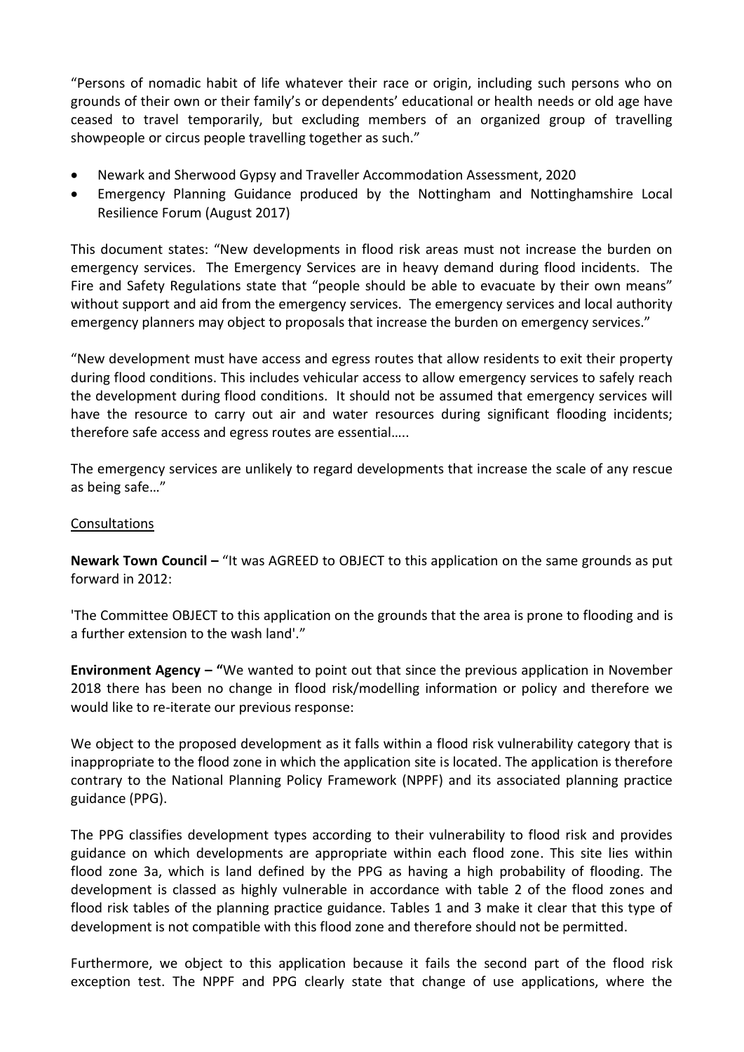"Persons of nomadic habit of life whatever their race or origin, including such persons who on grounds of their own or their family's or dependents' educational or health needs or old age have ceased to travel temporarily, but excluding members of an organized group of travelling showpeople or circus people travelling together as such."

- Newark and Sherwood Gypsy and Traveller Accommodation Assessment, 2020
- Emergency Planning Guidance produced by the Nottingham and Nottinghamshire Local Resilience Forum (August 2017)

This document states: "New developments in flood risk areas must not increase the burden on emergency services. The Emergency Services are in heavy demand during flood incidents. The Fire and Safety Regulations state that "people should be able to evacuate by their own means" without support and aid from the emergency services. The emergency services and local authority emergency planners may object to proposals that increase the burden on emergency services."

"New development must have access and egress routes that allow residents to exit their property during flood conditions. This includes vehicular access to allow emergency services to safely reach the development during flood conditions. It should not be assumed that emergency services will have the resource to carry out air and water resources during significant flooding incidents; therefore safe access and egress routes are essential…..

The emergency services are unlikely to regard developments that increase the scale of any rescue as being safe…"

<u>Consultations</u>

**Newark Town Council –** "It was AGREED to OBJECT to this application on the same grounds as put forward in 2012:

'The Committee OBJECT to this application on the grounds that the area is prone to flooding and is a further extension to the wash land'."

**Environment Agency – "**We wanted to point out that since the previous application in November 2018 there has been no change in flood risk/modelling information or policy and therefore we would like to re-iterate our previous response:

We object to the proposed development as it falls within a flood risk vulnerability category that is inappropriate to the flood zone in which the application site is located. The application is therefore contrary to the National Planning Policy Framework (NPPF) and its associated planning practice guidance (PPG).

The PPG classifies development types according to their vulnerability to flood risk and provides guidance on which developments are appropriate within each flood zone. This site lies within flood zone 3a, which is land defined by the PPG as having a high probability of flooding. The development is classed as highly vulnerable in accordance with table 2 of the flood zones and flood risk tables of the planning practice guidance. Tables 1 and 3 make it clear that this type of development is not compatible with this flood zone and therefore should not be permitted.

Furthermore, we object to this application because it fails the second part of the flood risk exception test. The NPPF and PPG clearly state that change of use applications, where the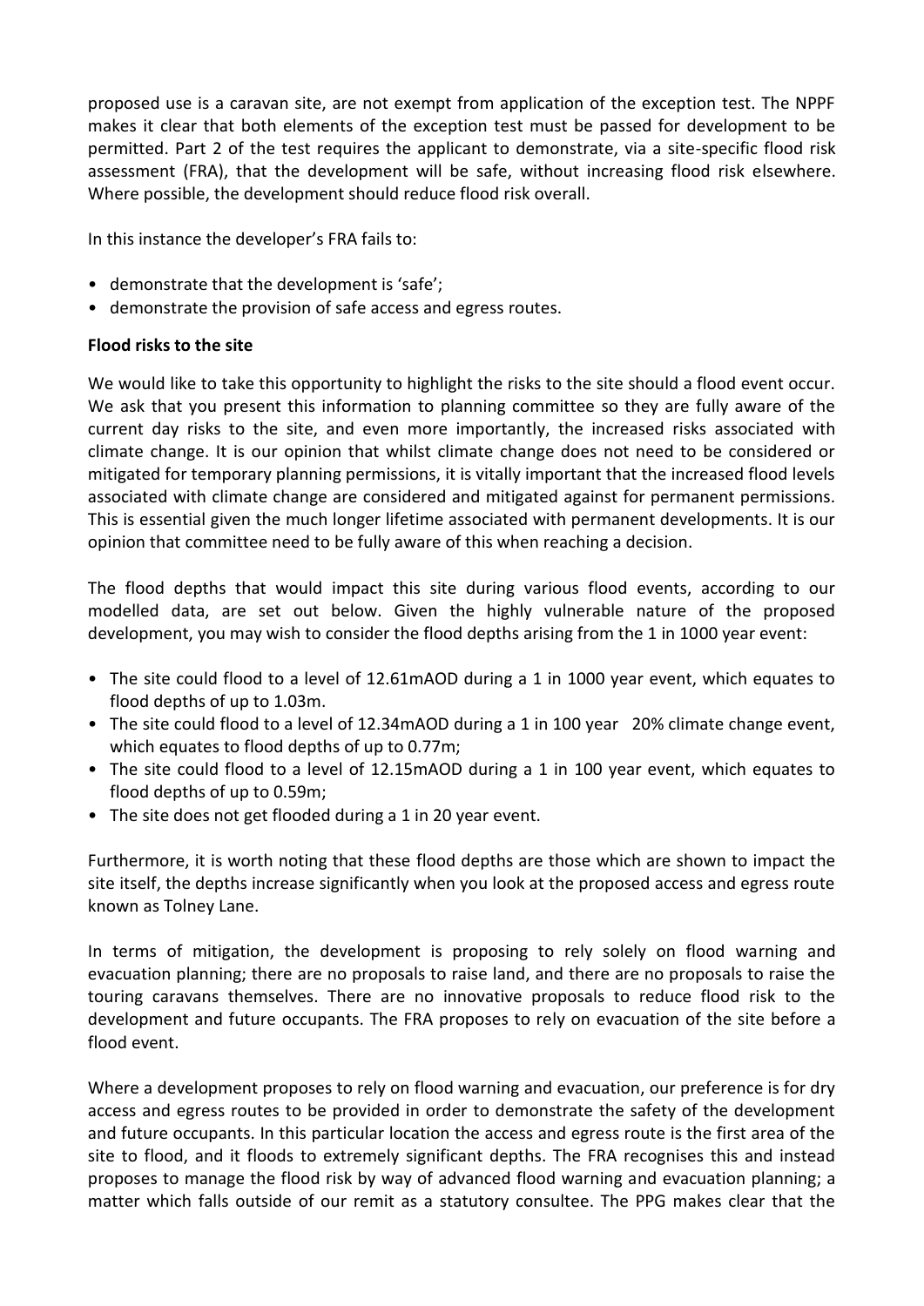proposed use is a caravan site, are not exempt from application of the exception test. The NPPF makes it clear that both elements of the exception test must be passed for development to be permitted. Part 2 of the test requires the applicant to demonstrate, via a site-specific flood risk assessment (FRA), that the development will be safe, without increasing flood risk elsewhere. Where possible, the development should reduce flood risk overall.

In this instance the developer's FRA fails to:

- demonstrate that the development is 'safe';
- demonstrate the provision of safe access and egress routes.

**Flood risks to the site**

We would like to take this opportunity to highlight the risks to the site should a flood event occur. We ask that you present this information to planning committee so they are fully aware of the current day risks to the site, and even more importantly, the increased risks associated with climate change. It is our opinion that whilst climate change does not need to be considered or mitigated for temporary planning permissions, it is vitally important that the increased flood levels associated with climate change are considered and mitigated against for permanent permissions. This is essential given the much longer lifetime associated with permanent developments. It is our opinion that committee need to be fully aware of this when reaching a decision.

The flood depths that would impact this site during various flood events, according to our modelled data, are set out below. Given the highly vulnerable nature of the proposed development, you may wish to consider the flood depths arising from the 1 in 1000 year event:

- The site could flood to a level of 12.61mAOD during a 1 in 1000 year event, which equates to flood depths of up to 1.03m.
- The site could flood to a level of 12.34mAOD during a 1 in 100 year 20% climate change event, which equates to flood depths of up to 0.77m;
- The site could flood to a level of 12.15mAOD during a 1 in 100 year event, which equates to flood depths of up to 0.59m;
- The site does not get flooded during a 1 in 20 year event.

Furthermore, it is worth noting that these flood depths are those which are shown to impact the site itself, the depths increase significantly when you look at the proposed access and egress route known as Tolney Lane.

In terms of mitigation, the development is proposing to rely solely on flood warning and evacuation planning; there are no proposals to raise land, and there are no proposals to raise the touring caravans themselves. There are no innovative proposals to reduce flood risk to the development and future occupants. The FRA proposes to rely on evacuation of the site before a flood event.

Where a development proposes to rely on flood warning and evacuation, our preference is for dry access and egress routes to be provided in order to demonstrate the safety of the development and future occupants. In this particular location the access and egress route is the first area of the site to flood, and it floods to extremely significant depths. The FRA recognises this and instead proposes to manage the flood risk by way of advanced flood warning and evacuation planning; a matter which falls outside of our remit as a statutory consultee. The PPG makes clear that the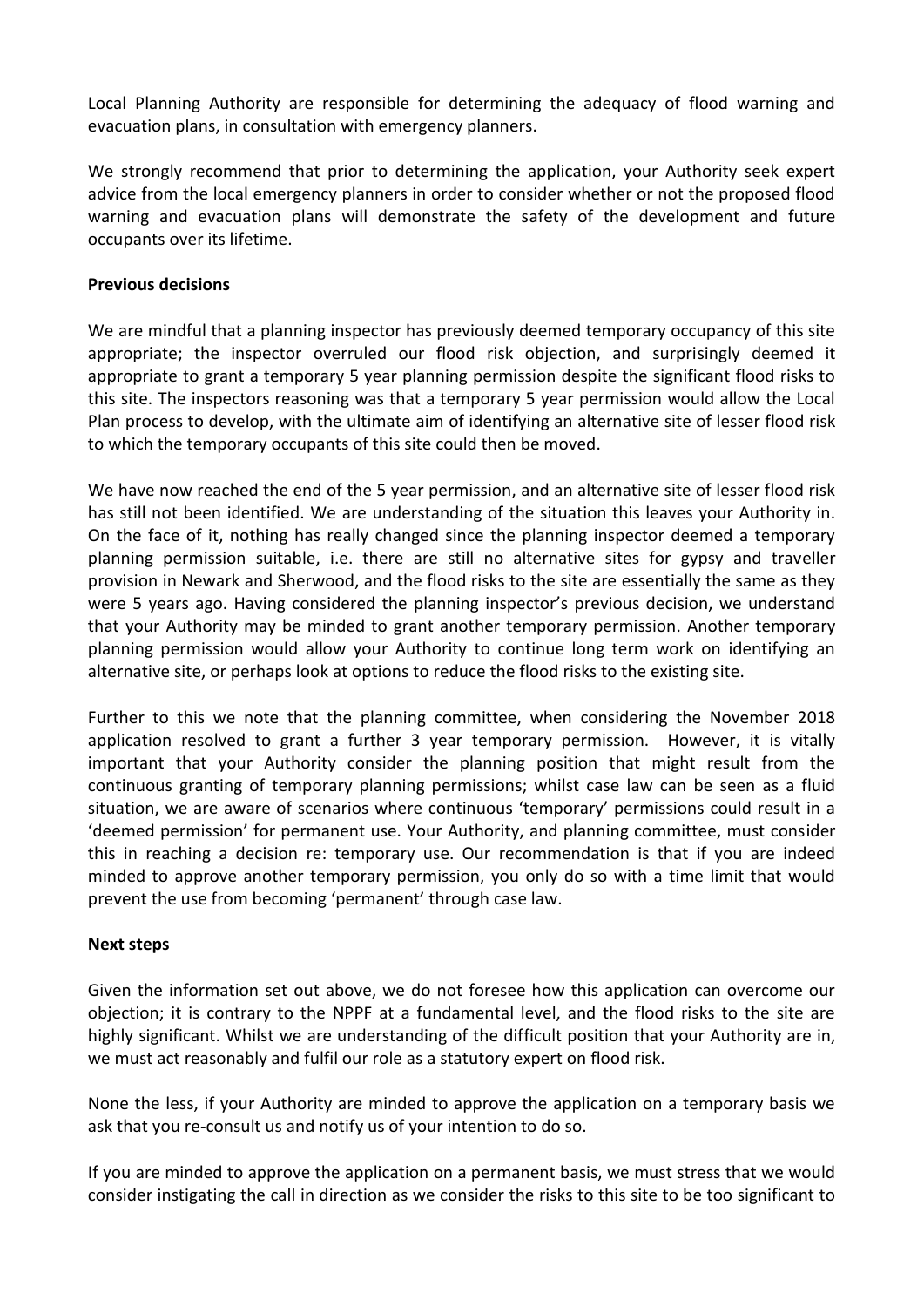Local Planning Authority are responsible for determining the adequacy of flood warning and evacuation plans, in consultation with emergency planners.

We strongly recommend that prior to determining the application, your Authority seek expert advice from the local emergency planners in order to consider whether or not the proposed flood warning and evacuation plans will demonstrate the safety of the development and future occupants over its lifetime.

**Previous decisions**

We are mindful that a planning inspector has previously deemed temporary occupancy of this site appropriate; the inspector overruled our flood risk objection, and surprisingly deemed it appropriate to grant a temporary 5 year planning permission despite the significant flood risks to this site. The inspectors reasoning was that a temporary 5 year permission would allow the Local Plan process to develop, with the ultimate aim of identifying an alternative site of lesser flood risk to which the temporary occupants of this site could then be moved.

We have now reached the end of the 5 year permission, and an alternative site of lesser flood risk has still not been identified. We are understanding of the situation this leaves your Authority in. On the face of it, nothing has really changed since the planning inspector deemed a temporary planning permission suitable, i.e. there are still no alternative sites for gypsy and traveller provision in Newark and Sherwood, and the flood risks to the site are essentially the same as they were 5 years ago. Having considered the planning inspector's previous decision, we understand that your Authority may be minded to grant another temporary permission. Another temporary planning permission would allow your Authority to continue long term work on identifying an alternative site, or perhaps look at options to reduce the flood risks to the existing site.

Further to this we note that the planning committee, when considering the November 2018 application resolved to grant a further 3 year temporary permission. However, it is vitally important that your Authority consider the planning position that might result from the continuous granting of temporary planning permissions; whilst case law can be seen as a fluid situation, we are aware of scenarios where continuous 'temporary' permissions could result in a 'deemed permission' for permanent use. Your Authority, and planning committee, must consider this in reaching a decision re: temporary use. Our recommendation is that if you are indeed minded to approve another temporary permission, you only do so with a time limit that would prevent the use from becoming 'permanent' through case law.

**Next steps**

Given the information set out above, we do not foresee how this application can overcome our objection; it is contrary to the NPPF at a fundamental level, and the flood risks to the site are highly significant. Whilst we are understanding of the difficult position that your Authority are in, we must act reasonably and fulfil our role as a statutory expert on flood risk.

None the less, if your Authority are minded to approve the application on a temporary basis we ask that you re-consult us and notify us of your intention to do so.

If you are minded to approve the application on a permanent basis, we must stress that we would consider instigating the call in direction as we consider the risks to this site to be too significant to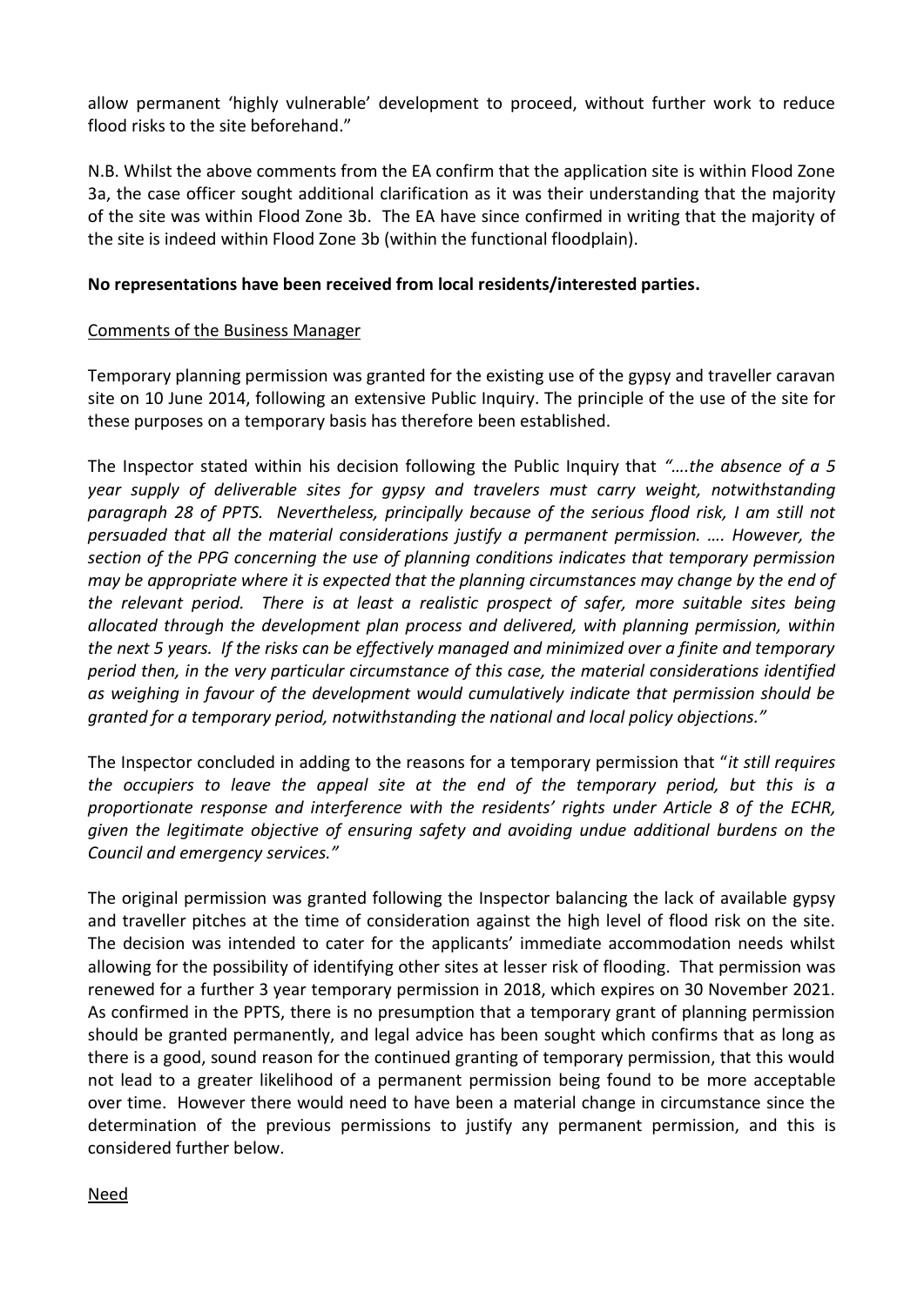allow permanent 'highly vulnerable' development to proceed, without further work to reduce flood risks to the site beforehand."

N.B. Whilst the above comments from the EA confirm that the application site is within Flood Zone 3a, the case officer sought additional clarification as it was their understanding that the majority of the site was within Flood Zone 3b. The EA have since confirmed in writing that the majority of the site is indeed within Flood Zone 3b (within the functional floodplain).

**No representations have been received from local residents/interested parties.**

Comments of the Business Manager

Temporary planning permission was granted for the existing use of the gypsy and traveller caravan site on 10 June 2014, following an extensive Public Inquiry. The principle of the use of the site for these purposes on a temporary basis has therefore been established.

The Inspector stated within his decision following the Public Inquiry that *"….the absence of a 5 year supply of deliverable sites for gypsy and travelers must carry weight, notwithstanding paragraph 28 of PPTS. Nevertheless, principally because of the serious flood risk, I am still not persuaded that all the material considerations justify a permanent permission. …. However, the section of the PPG concerning the use of planning conditions indicates that temporary permission may be appropriate where it is expected that the planning circumstances may change by the end of the relevant period. There is at least a realistic prospect of safer, more suitable sites being allocated through the development plan process and delivered, with planning permission, within the next 5 years. If the risks can be effectively managed and minimized over a finite and temporary period then, in the very particular circumstance of this case, the material considerations identified as weighing in favour of the development would cumulatively indicate that permission should be granted for a temporary period, notwithstanding the national and local policy objections."*

The Inspector concluded in adding to the reasons for a temporary permission that "*it still requires the occupiers to leave the appeal site at the end of the temporary period, but this is a proportionate response and interference with the residents' rights under Article 8 of the ECHR, given the legitimate objective of ensuring safety and avoiding undue additional burdens on the Council and emergency services."*

The original permission was granted following the Inspector balancing the lack of available gypsy and traveller pitches at the time of consideration against the high level of flood risk on the site. The decision was intended to cater for the applicants' immediate accommodation needs whilst allowing for the possibility of identifying other sites at lesser risk of flooding. That permission was renewed for a further 3 year temporary permission in 2018, which expires on 30 November 2021. As confirmed in the PPTS, there is no presumption that a temporary grant of planning permission should be granted permanently, and legal advice has been sought which confirms that as long as there is a good, sound reason for the continued granting of temporary permission, that this would not lead to a greater likelihood of a permanent permission being found to be more acceptable over time. However there would need to have been a material change in circumstance since the determination of the previous permissions to justify any permanent permission, and this is considered further below.

Need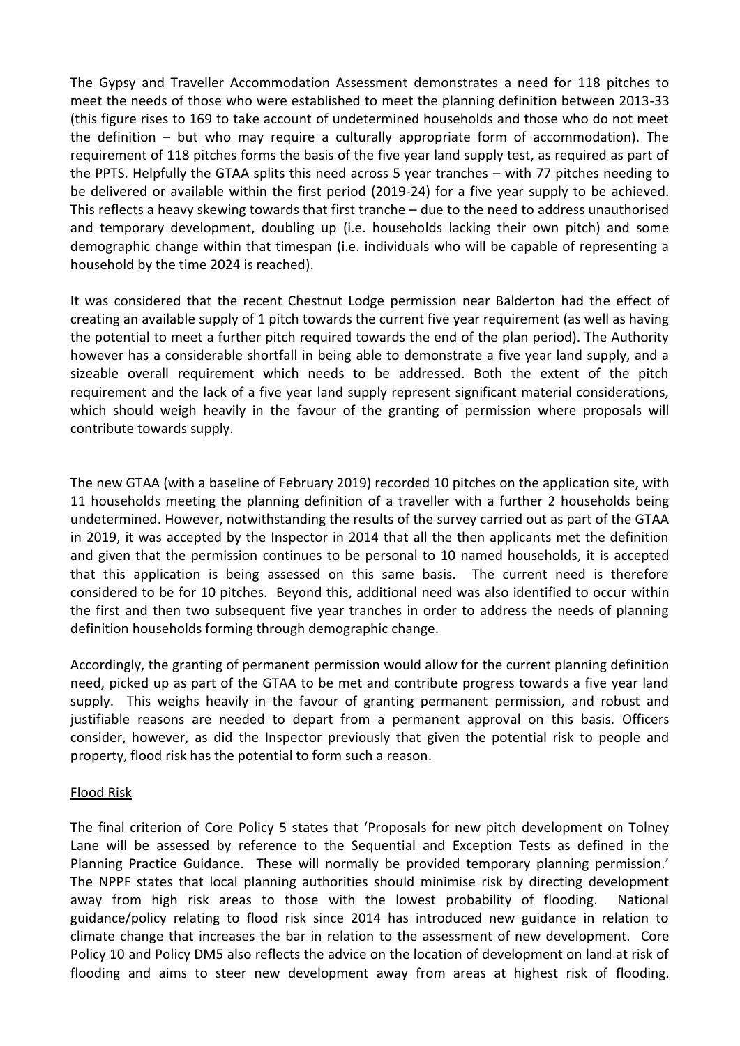The Gypsy and Traveller Accommodation Assessment demonstrates a need for 118 pitches to meet the needs of those who were established to meet the planning definition between 2013-33 (this figure rises to 169 to take account of undetermined households and those who do not meet the definition – but who may require a culturally appropriate form of accommodation). The requirement of 118 pitches forms the basis of the five year land supply test, as required as part of the PPTS. Helpfully the GTAA splits this need across 5 year tranches – with 77 pitches needing to be delivered or available within the first period (2019-24) for a five year supply to be achieved. This reflects a heavy skewing towards that first tranche – due to the need to address unauthorised and temporary development, doubling up (i.e. households lacking their own pitch) and some demographic change within that timespan (i.e. individuals who will be capable of representing a household by the time 2024 is reached).

It was considered that the recent Chestnut Lodge permission near Balderton had the effect of creating an available supply of 1 pitch towards the current five year requirement (as well as having the potential to meet a further pitch required towards the end of the plan period). The Authority however has a considerable shortfall in being able to demonstrate a five year land supply, and a sizeable overall requirement which needs to be addressed. Both the extent of the pitch requirement and the lack of a five year land supply represent significant material considerations, which should weigh heavily in the favour of the granting of permission where proposals will contribute towards supply.

The new GTAA (with a baseline of February 2019) recorded 10 pitches on the application site, with 11 households meeting the planning definition of a traveller with a further 2 households being undetermined. However, notwithstanding the results of the survey carried out as part of the GTAA in 2019, it was accepted by the Inspector in 2014 that all the then applicants met the definition and given that the permission continues to be personal to 10 named households, it is accepted that this application is being assessed on this same basis. The current need is therefore considered to be for 10 pitches. Beyond this, additional need was also identified to occur within the first and then two subsequent five year tranches in order to address the needs of planning definition households forming through demographic change.

Accordingly, the granting of permanent permission would allow for the current planning definition need, picked up as part of the GTAA to be met and contribute progress towards a five year land supply. This weighs heavily in the favour of granting permanent permission, and robust and justifiable reasons are needed to depart from a permanent approval on this basis. Officers consider, however, as did the Inspector previously that given the potential risk to people and property, flood risk has the potential to form such a reason.

Flood Risk

The final criterion of Core Policy 5 states that 'Proposals for new pitch development on Tolney Lane will be assessed by reference to the Sequential and Exception Tests as defined in the Planning Practice Guidance. These will normally be provided temporary planning permission.' The NPPF states that local planning authorities should minimise risk by directing development away from high risk areas to those with the lowest probability of flooding. National guidance/policy relating to flood risk since 2014 has introduced new guidance in relation to climate change that increases the bar in relation to the assessment of new development. Core Policy 10 and Policy DM5 also reflects the advice on the location of development on land at risk of flooding and aims to steer new development away from areas at highest risk of flooding.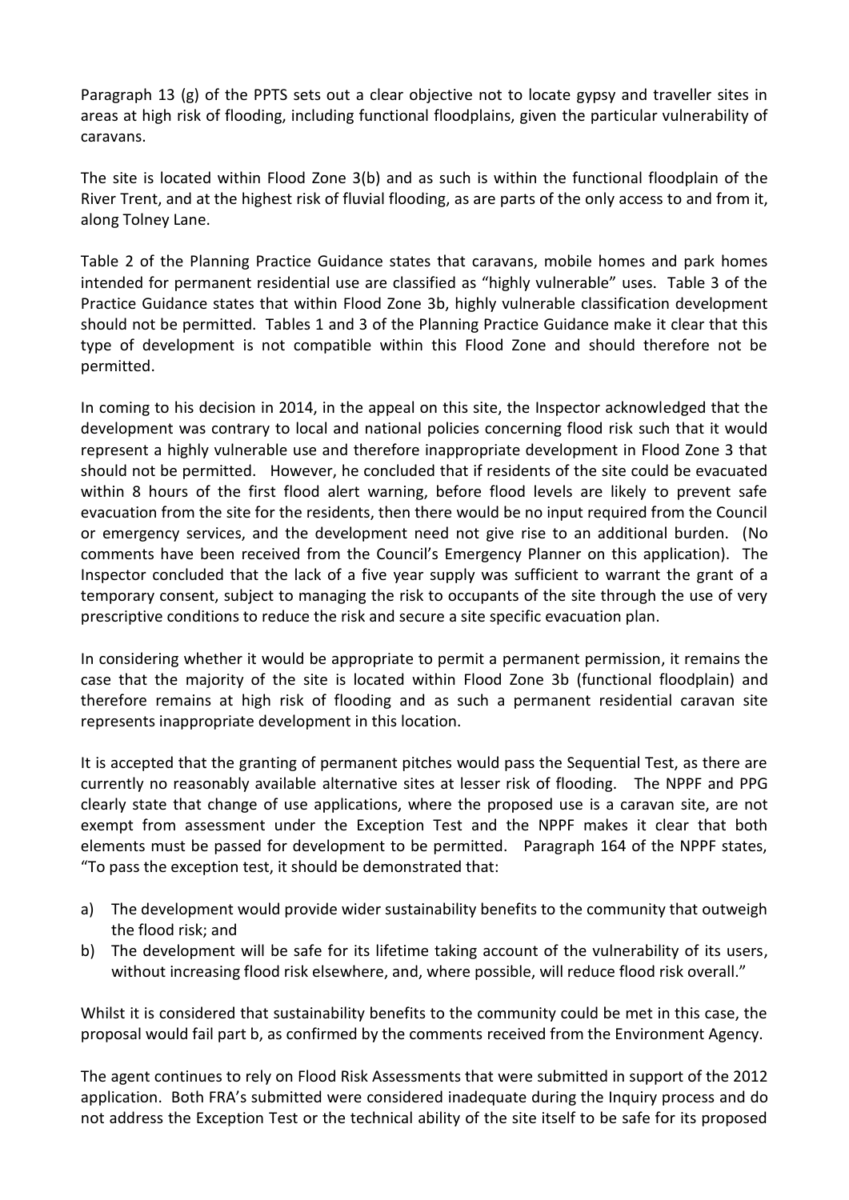Paragraph 13 (g) of the PPTS sets out a clear objective not to locate gypsy and traveller sites in areas at high risk of flooding, including functional floodplains, given the particular vulnerability of caravans.

The site is located within Flood Zone 3(b) and as such is within the functional floodplain of the River Trent, and at the highest risk of fluvial flooding, as are parts of the only access to and from it, along Tolney Lane.

Table 2 of the Planning Practice Guidance states that caravans, mobile homes and park homes intended for permanent residential use are classified as "highly vulnerable" uses. Table 3 of the Practice Guidance states that within Flood Zone 3b, highly vulnerable classification development should not be permitted. Tables 1 and 3 of the Planning Practice Guidance make it clear that this type of development is not compatible within this Flood Zone and should therefore not be permitted.

In coming to his decision in 2014, in the appeal on this site, the Inspector acknowledged that the development was contrary to local and national policies concerning flood risk such that it would represent a highly vulnerable use and therefore inappropriate development in Flood Zone 3 that should not be permitted. However, he concluded that if residents of the site could be evacuated within 8 hours of the first flood alert warning, before flood levels are likely to prevent safe evacuation from the site for the residents, then there would be no input required from the Council or emergency services, and the development need not give rise to an additional burden. (No comments have been received from the Council's Emergency Planner on this application). The Inspector concluded that the lack of a five year supply was sufficient to warrant the grant of a temporary consent, subject to managing the risk to occupants of the site through the use of very prescriptive conditions to reduce the risk and secure a site specific evacuation plan.

In considering whether it would be appropriate to permit a permanent permission, it remains the case that the majority of the site is located within Flood Zone 3b (functional floodplain) and therefore remains at high risk of flooding and as such a permanent residential caravan site represents inappropriate development in this location.

It is accepted that the granting of permanent pitches would pass the Sequential Test, as there are currently no reasonably available alternative sites at lesser risk of flooding. The NPPF and PPG clearly state that change of use applications, where the proposed use is a caravan site, are not exempt from assessment under the Exception Test and the NPPF makes it clear that both elements must be passed for development to be permitted. Paragraph 164 of the NPPF states, "To pass the exception test, it should be demonstrated that:

a) The development would provide wider sustainability benefits to the community that outweigh the flood risk; and
b) The development will be safe for its lifetime taking account of the vulnerability of its users, without increasing flood risk elsewhere, and, where possible, will reduce flood risk overall."

Whilst it is considered that sustainability benefits to the community could be met in this case, the proposal would fail part b, as confirmed by the comments received from the Environment Agency.

The agent continues to rely on Flood Risk Assessments that were submitted in support of the 2012 application. Both FRA's submitted were considered inadequate during the Inquiry process and do not address the Exception Test or the technical ability of the site itself to be safe for its proposed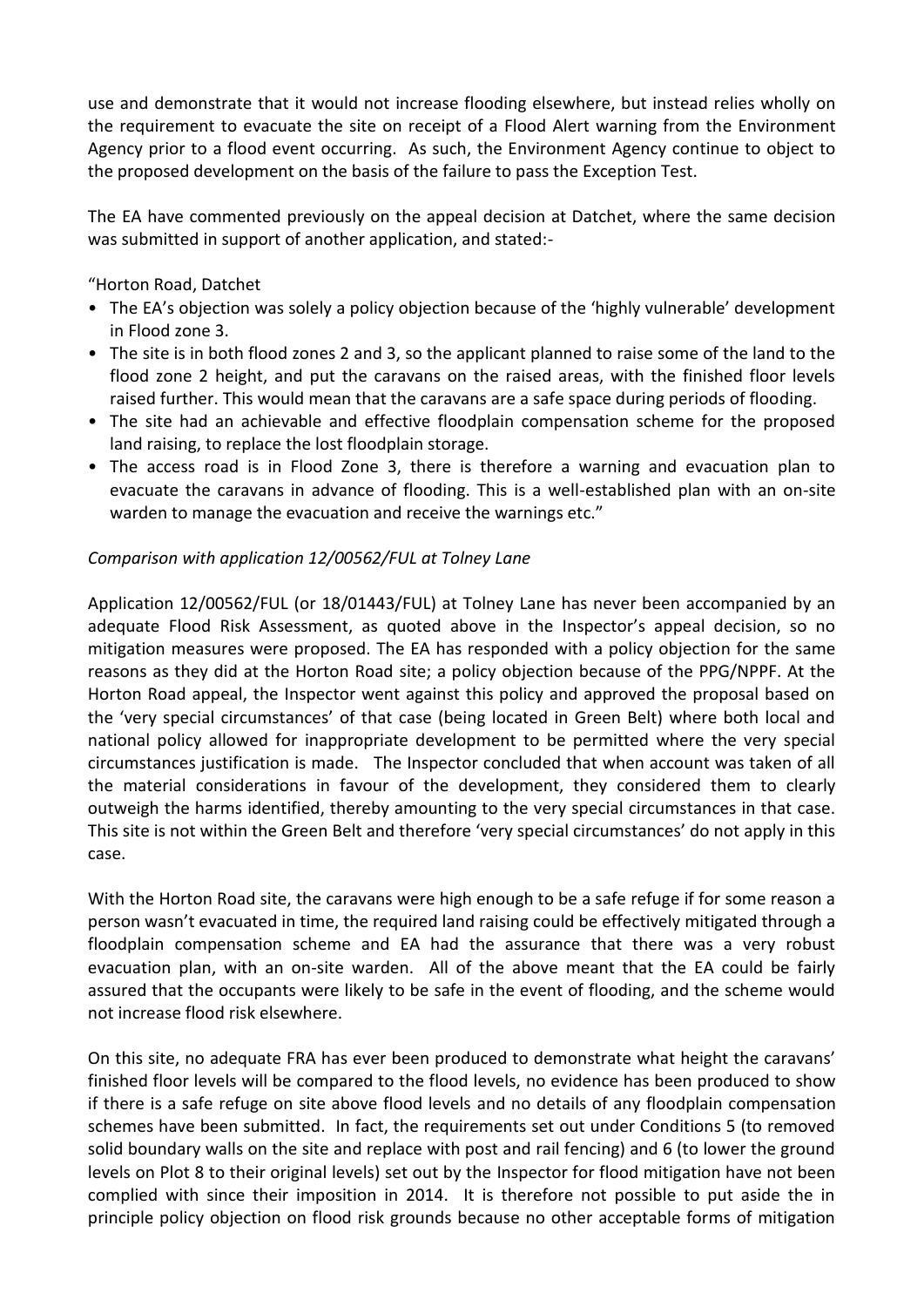use and demonstrate that it would not increase flooding elsewhere, but instead relies wholly on the requirement to evacuate the site on receipt of a Flood Alert warning from the Environment Agency prior to a flood event occurring. As such, the Environment Agency continue to object to the proposed development on the basis of the failure to pass the Exception Test.

The EA have commented previously on the appeal decision at Datchet, where the same decision was submitted in support of another application, and stated:-

"Horton Road, Datchet

- The EA's objection was solely a policy objection because of the 'highly vulnerable' development in Flood zone 3.
- The site is in both flood zones 2 and 3, so the applicant planned to raise some of the land to the flood zone 2 height, and put the caravans on the raised areas, with the finished floor levels raised further. This would mean that the caravans are a safe space during periods of flooding.
- The site had an achievable and effective floodplain compensation scheme for the proposed land raising, to replace the lost floodplain storage.
- The access road is in Flood Zone 3, there is therefore a warning and evacuation plan to evacuate the caravans in advance of flooding. This is a well-established plan with an on-site warden to manage the evacuation and receive the warnings etc."

*Comparison with application 12/00562/FUL at Tolney Lane*

Application 12/00562/FUL (or 18/01443/FUL) at Tolney Lane has never been accompanied by an adequate Flood Risk Assessment, as quoted above in the Inspector's appeal decision, so no mitigation measures were proposed. The EA has responded with a policy objection for the same reasons as they did at the Horton Road site; a policy objection because of the PPG/NPPF. At the Horton Road appeal, the Inspector went against this policy and approved the proposal based on the 'very special circumstances' of that case (being located in Green Belt) where both local and national policy allowed for inappropriate development to be permitted where the very special circumstances justification is made. The Inspector concluded that when account was taken of all the material considerations in favour of the development, they considered them to clearly outweigh the harms identified, thereby amounting to the very special circumstances in that case. This site is not within the Green Belt and therefore 'very special circumstances' do not apply in this case.

With the Horton Road site, the caravans were high enough to be a safe refuge if for some reason a person wasn't evacuated in time, the required land raising could be effectively mitigated through a floodplain compensation scheme and EA had the assurance that there was a very robust evacuation plan, with an on-site warden. All of the above meant that the EA could be fairly assured that the occupants were likely to be safe in the event of flooding, and the scheme would not increase flood risk elsewhere.

On this site, no adequate FRA has ever been produced to demonstrate what height the caravans' finished floor levels will be compared to the flood levels, no evidence has been produced to show if there is a safe refuge on site above flood levels and no details of any floodplain compensation schemes have been submitted. In fact, the requirements set out under Conditions 5 (to removed solid boundary walls on the site and replace with post and rail fencing) and 6 (to lower the ground levels on Plot 8 to their original levels) set out by the Inspector for flood mitigation have not been complied with since their imposition in 2014. It is therefore not possible to put aside the in principle policy objection on flood risk grounds because no other acceptable forms of mitigation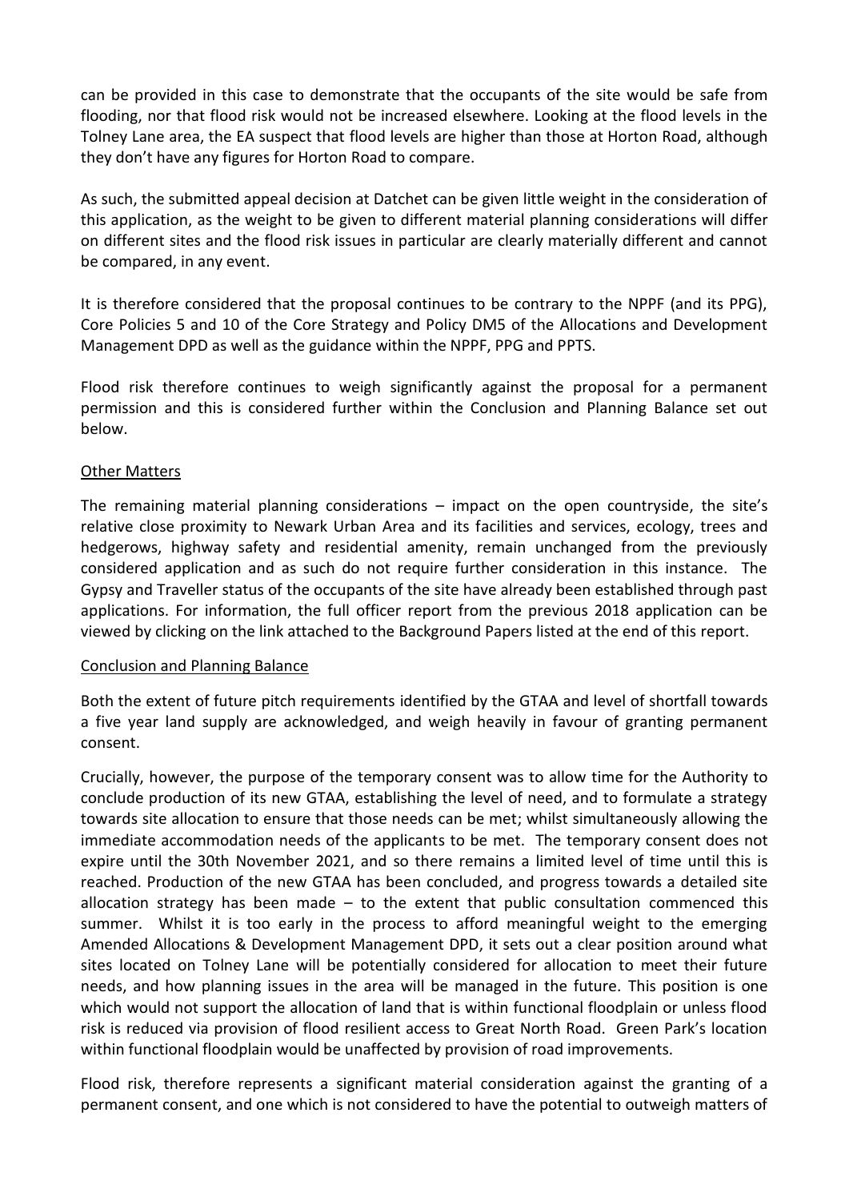can be provided in this case to demonstrate that the occupants of the site would be safe from flooding, nor that flood risk would not be increased elsewhere. Looking at the flood levels in the Tolney Lane area, the EA suspect that flood levels are higher than those at Horton Road, although they don't have any figures for Horton Road to compare.

As such, the submitted appeal decision at Datchet can be given little weight in the consideration of this application, as the weight to be given to different material planning considerations will differ on different sites and the flood risk issues in particular are clearly materially different and cannot be compared, in any event.

It is therefore considered that the proposal continues to be contrary to the NPPF (and its PPG), Core Policies 5 and 10 of the Core Strategy and Policy DM5 of the Allocations and Development Management DPD as well as the guidance within the NPPF, PPG and PPTS.

Flood risk therefore continues to weigh significantly against the proposal for a permanent permission and this is considered further within the Conclusion and Planning Balance set out below.

## Other Matters

The remaining material planning considerations – impact on the open countryside, the site's relative close proximity to Newark Urban Area and its facilities and services, ecology, trees and hedgerows, highway safety and residential amenity, remain unchanged from the previously considered application and as such do not require further consideration in this instance. The Gypsy and Traveller status of the occupants of the site have already been established through past applications. For information, the full officer report from the previous 2018 application can be viewed by clicking on the link attached to the Background Papers listed at the end of this report.

## Conclusion and Planning Balance

Both the extent of future pitch requirements identified by the GTAA and level of shortfall towards a five year land supply are acknowledged, and weigh heavily in favour of granting permanent consent.

Crucially, however, the purpose of the temporary consent was to allow time for the Authority to conclude production of its new GTAA, establishing the level of need, and to formulate a strategy towards site allocation to ensure that those needs can be met; whilst simultaneously allowing the immediate accommodation needs of the applicants to be met. The temporary consent does not expire until the 30th November 2021, and so there remains a limited level of time until this is reached. Production of the new GTAA has been concluded, and progress towards a detailed site allocation strategy has been made – to the extent that public consultation commenced this summer. Whilst it is too early in the process to afford meaningful weight to the emerging Amended Allocations & Development Management DPD, it sets out a clear position around what sites located on Tolney Lane will be potentially considered for allocation to meet their future needs, and how planning issues in the area will be managed in the future. This position is one which would not support the allocation of land that is within functional floodplain or unless flood risk is reduced via provision of flood resilient access to Great North Road. Green Park's location within functional floodplain would be unaffected by provision of road improvements.

Flood risk, therefore represents a significant material consideration against the granting of a permanent consent, and one which is not considered to have the potential to outweigh matters of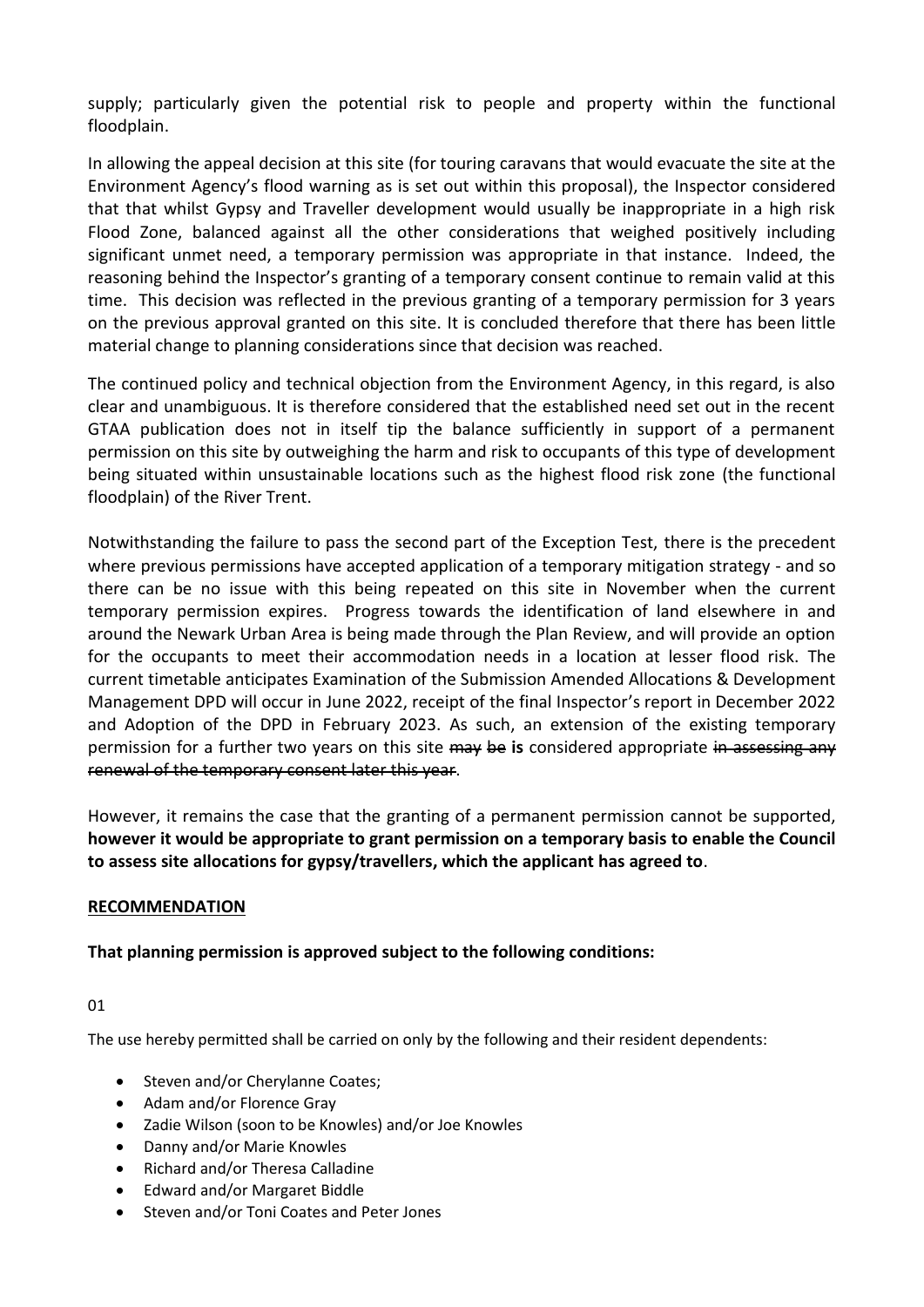supply; particularly given the potential risk to people and property within the functional floodplain.

In allowing the appeal decision at this site (for touring caravans that would evacuate the site at the Environment Agency's flood warning as is set out within this proposal), the Inspector considered that that whilst Gypsy and Traveller development would usually be inappropriate in a high risk Flood Zone, balanced against all the other considerations that weighed positively including significant unmet need, a temporary permission was appropriate in that instance. Indeed, the reasoning behind the Inspector's granting of a temporary consent continue to remain valid at this time. This decision was reflected in the previous granting of a temporary permission for 3 years on the previous approval granted on this site. It is concluded therefore that there has been little material change to planning considerations since that decision was reached.

The continued policy and technical objection from the Environment Agency, in this regard, is also clear and unambiguous. It is therefore considered that the established need set out in the recent GTAA publication does not in itself tip the balance sufficiently in support of a permanent permission on this site by outweighing the harm and risk to occupants of this type of development being situated within unsustainable locations such as the highest flood risk zone (the functional floodplain) of the River Trent.

Notwithstanding the failure to pass the second part of the Exception Test, there is the precedent where previous permissions have accepted application of a temporary mitigation strategy - and so there can be no issue with this being repeated on this site in November when the current temporary permission expires. Progress towards the identification of land elsewhere in and around the Newark Urban Area is being made through the Plan Review, and will provide an option for the occupants to meet their accommodation needs in a location at lesser flood risk. The current timetable anticipates Examination of the Submission Amended Allocations & Development Management DPD will occur in June 2022, receipt of the final Inspector's report in December 2022 and Adoption of the DPD in February 2023. As such, an extension of the existing temporary permission for a further two years on this site ~~may be~~ **is** considered appropriate ~~in assessing any renewal of the temporary consent later this year~~.

However, it remains the case that the granting of a permanent permission cannot be supported, **however it would be appropriate to grant permission on a temporary basis to enable the Council to assess site allocations for gypsy/travellers, which the applicant has agreed to**.

## RECOMMENDATION

**That planning permission is approved subject to the following conditions:**

01

The use hereby permitted shall be carried on only by the following and their resident dependents:

- Steven and/or Cherylanne Coates;
- Adam and/or Florence Gray
- Zadie Wilson (soon to be Knowles) and/or Joe Knowles
- Danny and/or Marie Knowles
- Richard and/or Theresa Calladine
- Edward and/or Margaret Biddle
- Steven and/or Toni Coates and Peter Jones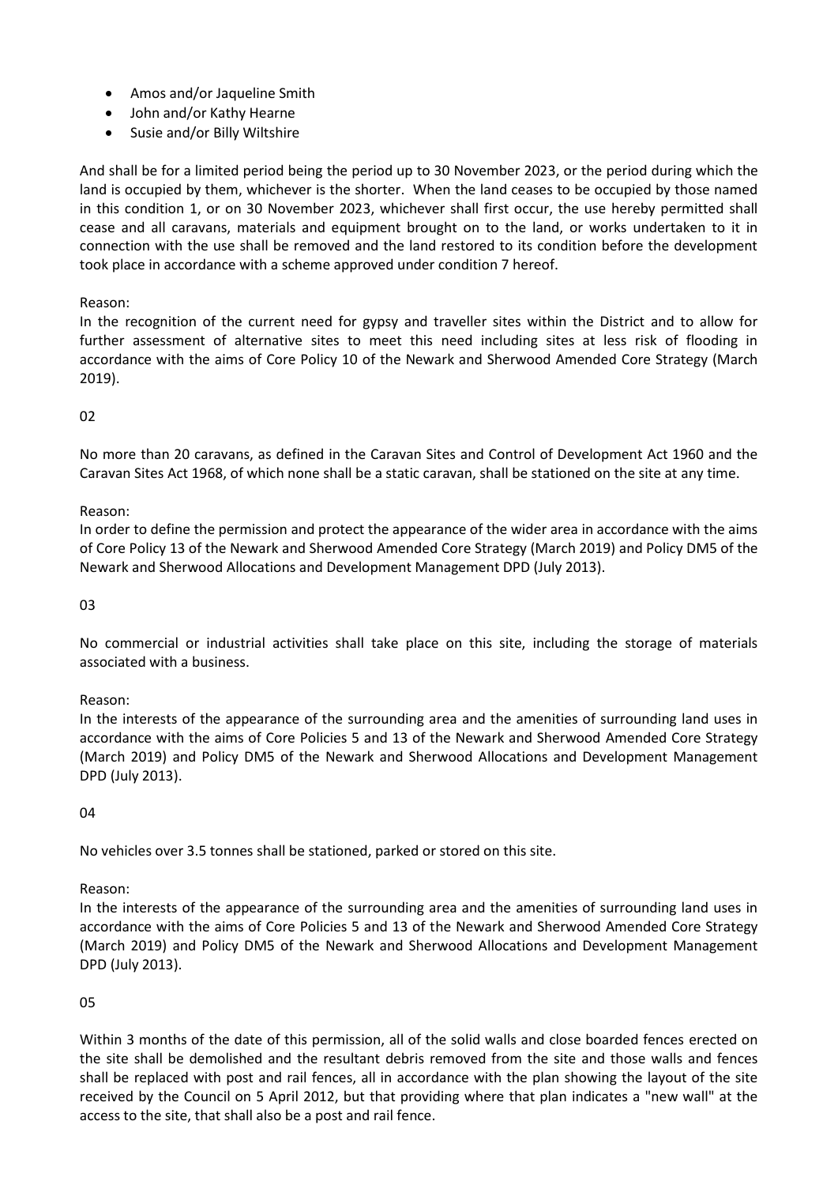- Amos and/or Jaqueline Smith
- John and/or Kathy Hearne
- Susie and/or Billy Wiltshire

And shall be for a limited period being the period up to 30 November 2023, or the period during which the land is occupied by them, whichever is the shorter. When the land ceases to be occupied by those named in this condition 1, or on 30 November 2023, whichever shall first occur, the use hereby permitted shall cease and all caravans, materials and equipment brought on to the land, or works undertaken to it in connection with the use shall be removed and the land restored to its condition before the development took place in accordance with a scheme approved under condition 7 hereof.

Reason:
In the recognition of the current need for gypsy and traveller sites within the District and to allow for further assessment of alternative sites to meet this need including sites at less risk of flooding in accordance with the aims of Core Policy 10 of the Newark and Sherwood Amended Core Strategy (March 2019).

02

No more than 20 caravans, as defined in the Caravan Sites and Control of Development Act 1960 and the Caravan Sites Act 1968, of which none shall be a static caravan, shall be stationed on the site at any time.

Reason:
In order to define the permission and protect the appearance of the wider area in accordance with the aims of Core Policy 13 of the Newark and Sherwood Amended Core Strategy (March 2019) and Policy DM5 of the Newark and Sherwood Allocations and Development Management DPD (July 2013).

03

No commercial or industrial activities shall take place on this site, including the storage of materials associated with a business.

Reason:
In the interests of the appearance of the surrounding area and the amenities of surrounding land uses in accordance with the aims of Core Policies 5 and 13 of the Newark and Sherwood Amended Core Strategy (March 2019) and Policy DM5 of the Newark and Sherwood Allocations and Development Management DPD (July 2013).

04

No vehicles over 3.5 tonnes shall be stationed, parked or stored on this site.

Reason:
In the interests of the appearance of the surrounding area and the amenities of surrounding land uses in accordance with the aims of Core Policies 5 and 13 of the Newark and Sherwood Amended Core Strategy (March 2019) and Policy DM5 of the Newark and Sherwood Allocations and Development Management DPD (July 2013).

05

Within 3 months of the date of this permission, all of the solid walls and close boarded fences erected on the site shall be demolished and the resultant debris removed from the site and those walls and fences shall be replaced with post and rail fences, all in accordance with the plan showing the layout of the site received by the Council on 5 April 2012, but that providing where that plan indicates a "new wall" at the access to the site, that shall also be a post and rail fence.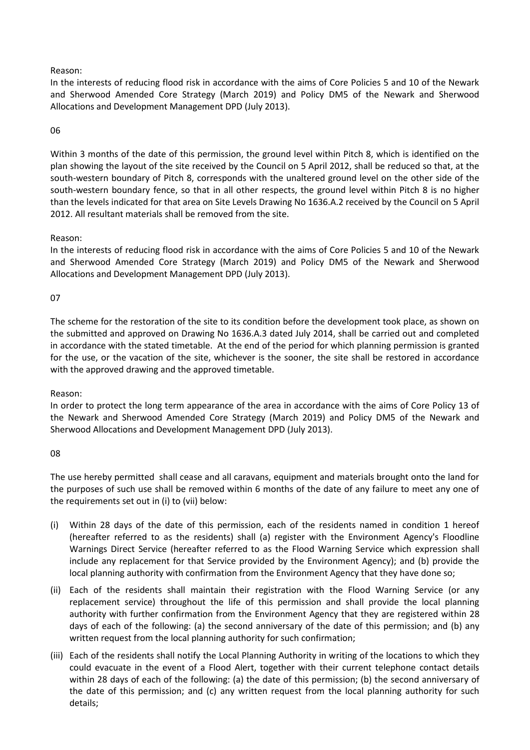Reason:
In the interests of reducing flood risk in accordance with the aims of Core Policies 5 and 10 of the Newark and Sherwood Amended Core Strategy (March 2019) and Policy DM5 of the Newark and Sherwood Allocations and Development Management DPD (July 2013).

06

Within 3 months of the date of this permission, the ground level within Pitch 8, which is identified on the plan showing the layout of the site received by the Council on 5 April 2012, shall be reduced so that, at the south-western boundary of Pitch 8, corresponds with the unaltered ground level on the other side of the south-western boundary fence, so that in all other respects, the ground level within Pitch 8 is no higher than the levels indicated for that area on Site Levels Drawing No 1636.A.2 received by the Council on 5 April 2012. All resultant materials shall be removed from the site.

Reason:
In the interests of reducing flood risk in accordance with the aims of Core Policies 5 and 10 of the Newark and Sherwood Amended Core Strategy (March 2019) and Policy DM5 of the Newark and Sherwood Allocations and Development Management DPD (July 2013).

07

The scheme for the restoration of the site to its condition before the development took place, as shown on the submitted and approved on Drawing No 1636.A.3 dated July 2014, shall be carried out and completed in accordance with the stated timetable. At the end of the period for which planning permission is granted for the use, or the vacation of the site, whichever is the sooner, the site shall be restored in accordance with the approved drawing and the approved timetable.

Reason:
In order to protect the long term appearance of the area in accordance with the aims of Core Policy 13 of the Newark and Sherwood Amended Core Strategy (March 2019) and Policy DM5 of the Newark and Sherwood Allocations and Development Management DPD (July 2013).

08

The use hereby permitted shall cease and all caravans, equipment and materials brought onto the land for the purposes of such use shall be removed within 6 months of the date of any failure to meet any one of the requirements set out in (i) to (vii) below:

(i) Within 28 days of the date of this permission, each of the residents named in condition 1 hereof (hereafter referred to as the residents) shall (a) register with the Environment Agency's Floodline Warnings Direct Service (hereafter referred to as the Flood Warning Service which expression shall include any replacement for that Service provided by the Environment Agency); and (b) provide the local planning authority with confirmation from the Environment Agency that they have done so;

(ii) Each of the residents shall maintain their registration with the Flood Warning Service (or any replacement service) throughout the life of this permission and shall provide the local planning authority with further confirmation from the Environment Agency that they are registered within 28 days of each of the following: (a) the second anniversary of the date of this permission; and (b) any written request from the local planning authority for such confirmation;

(iii) Each of the residents shall notify the Local Planning Authority in writing of the locations to which they could evacuate in the event of a Flood Alert, together with their current telephone contact details within 28 days of each of the following: (a) the date of this permission; (b) the second anniversary of the date of this permission; and (c) any written request from the local planning authority for such details;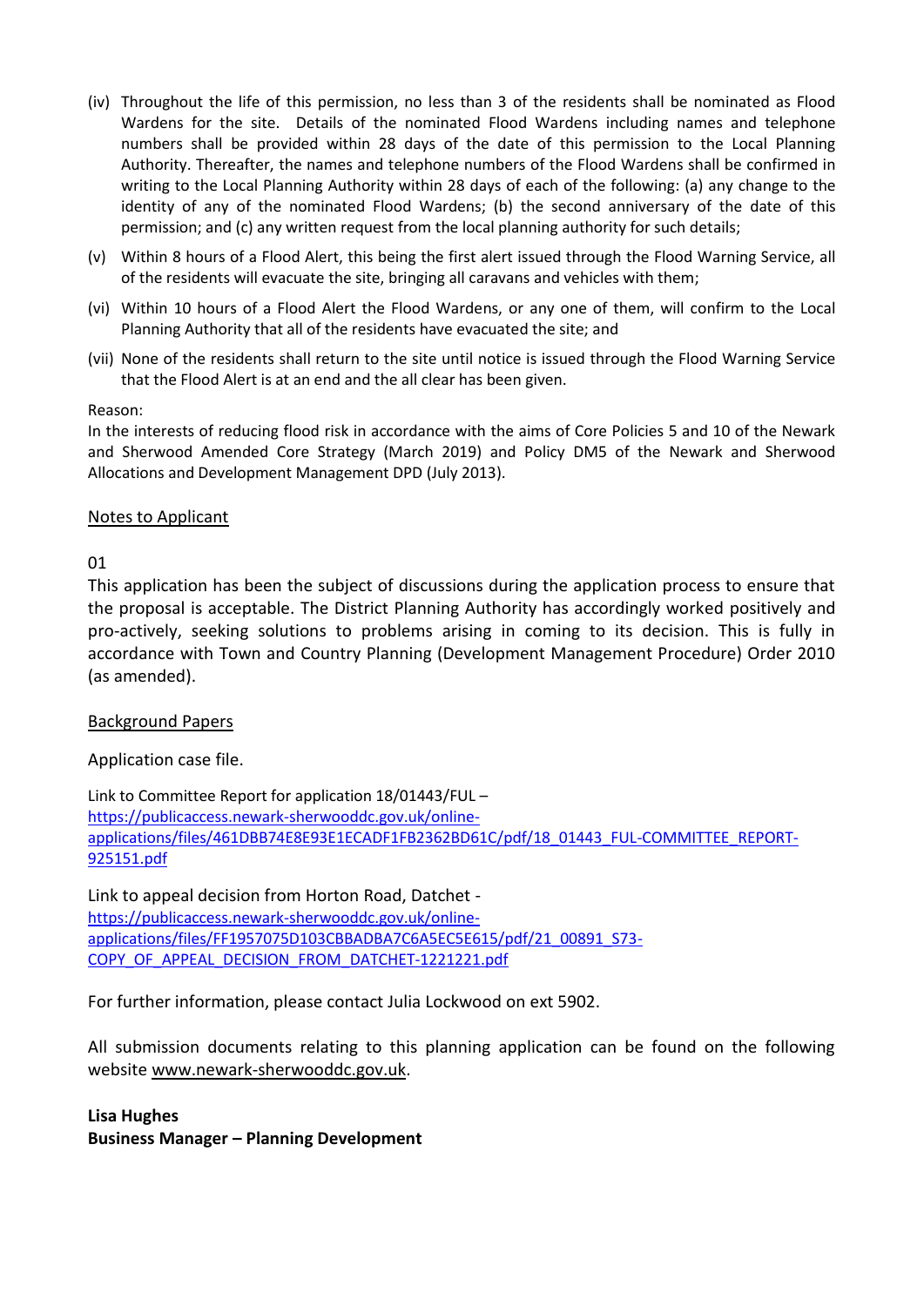(iv) Throughout the life of this permission, no less than 3 of the residents shall be nominated as Flood Wardens for the site. Details of the nominated Flood Wardens including names and telephone numbers shall be provided within 28 days of the date of this permission to the Local Planning Authority. Thereafter, the names and telephone numbers of the Flood Wardens shall be confirmed in writing to the Local Planning Authority within 28 days of each of the following: (a) any change to the identity of any of the nominated Flood Wardens; (b) the second anniversary of the date of this permission; and (c) any written request from the local planning authority for such details;

(v) Within 8 hours of a Flood Alert, this being the first alert issued through the Flood Warning Service, all of the residents will evacuate the site, bringing all caravans and vehicles with them;

(vi) Within 10 hours of a Flood Alert the Flood Wardens, or any one of them, will confirm to the Local Planning Authority that all of the residents have evacuated the site; and

(vii) None of the residents shall return to the site until notice is issued through the Flood Warning Service that the Flood Alert is at an end and the all clear has been given.

Reason:
In the interests of reducing flood risk in accordance with the aims of Core Policies 5 and 10 of the Newark and Sherwood Amended Core Strategy (March 2019) and Policy DM5 of the Newark and Sherwood Allocations and Development Management DPD (July 2013).

## Notes to Applicant

01

This application has been the subject of discussions during the application process to ensure that the proposal is acceptable. The District Planning Authority has accordingly worked positively and pro-actively, seeking solutions to problems arising in coming to its decision. This is fully in accordance with Town and Country Planning (Development Management Procedure) Order 2010 (as amended).

## Background Papers

Application case file.

Link to Committee Report for application 18/01443/FUL –
https://publicaccess.newark-sherwooddc.gov.uk/online-applications/files/461DBB74E8E93E1ECADF1FB2362BD61C/pdf/18_01443_FUL-COMMITTEE_REPORT-925151.pdf

Link to appeal decision from Horton Road, Datchet -
https://publicaccess.newark-sherwooddc.gov.uk/online-applications/files/FF1957075D103CBBADBA7C6A5EC5E615/pdf/21_00891_S73-COPY_OF_APPEAL_DECISION_FROM_DATCHET-1221221.pdf

For further information, please contact Julia Lockwood on ext 5902.

All submission documents relating to this planning application can be found on the following website www.newark-sherwooddc.gov.uk.

**Lisa Hughes**
**Business Manager – Planning Development**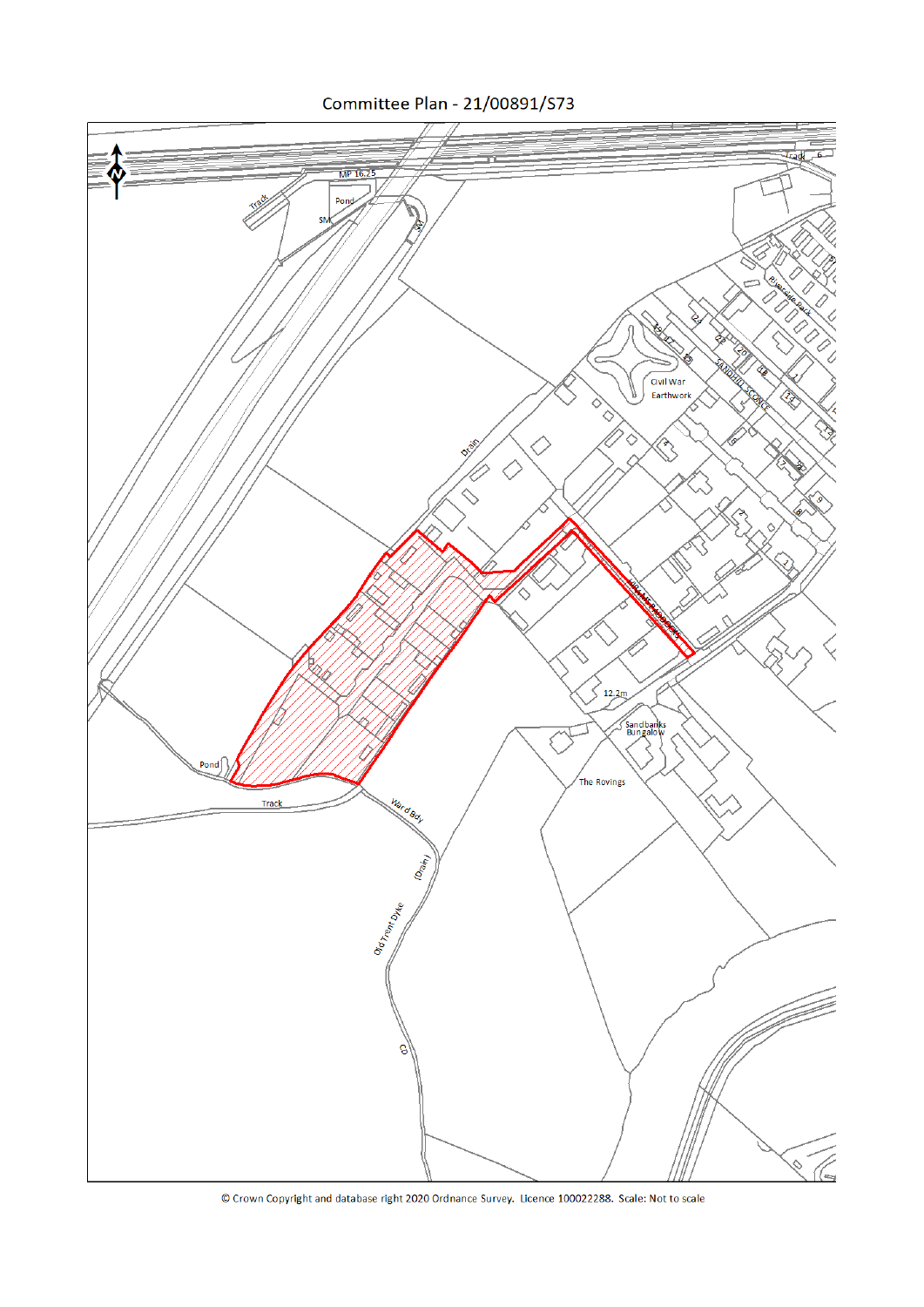# Committee Plan - 21/00891/S73

MP 16.25

Track

Pond

SM

Riverside Park

Civil War Earthwork

SANDHILL SCONCE

Drain

WILLIAM HIND PADDOCKS

12.2m

Sandbanks Bungalow

The Rovings

Pond

Track

Ward Bdy

(Drain)

Old Trent Dyke

CD

© Crown Copyright and database right 2020 Ordnance Survey. Licence 100022288. Scale: Not to scale